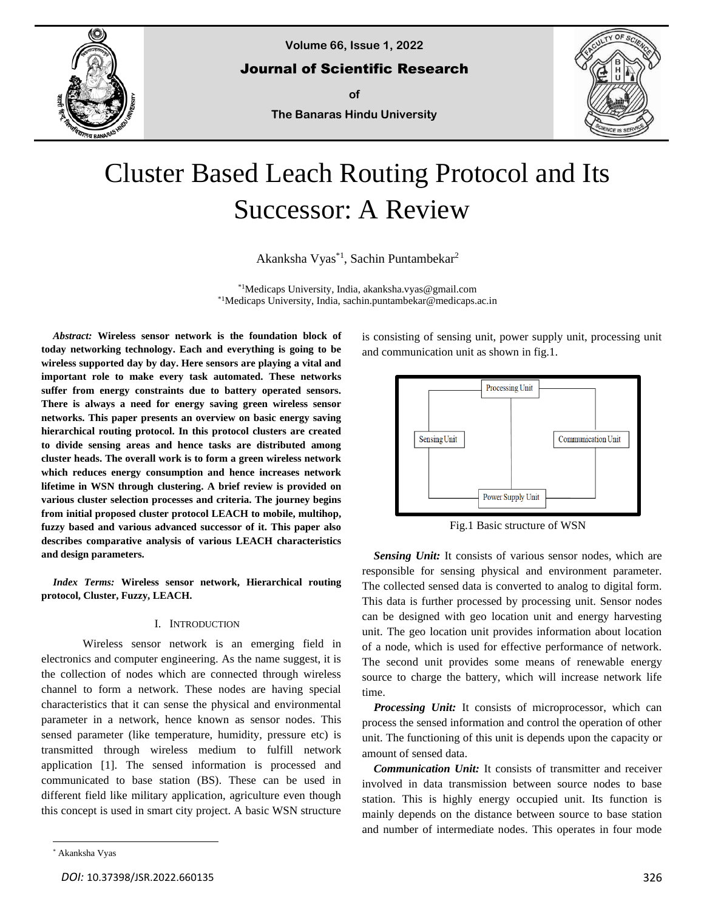# Cluster Based Leach Routing Protocol and Its Successor: A Review

Akanksha Vyas*[1], Sachin Puntambekar[2]

*[1]Medicaps University, India, akanksha.vyas@gmail.com
*[1]Medicaps University, India, sachin.puntambekar@medicaps.ac.in

***Abstract:*** **Wireless sensor network is the foundation block of today networking technology. Each and everything is going to be wireless supported day by day. Here sensors are playing a vital and important role to make every task automated. These networks suffer from energy constraints due to battery operated sensors. There is always a need for energy saving green wireless sensor networks. This paper presents an overview on basic energy saving hierarchical routing protocol. In this protocol clusters are created to divide sensing areas and hence tasks are distributed among cluster heads. The overall work is to form a green wireless network which reduces energy consumption and hence increases network lifetime in WSN through clustering. A brief review is provided on various cluster selection processes and criteria. The journey begins from initial proposed cluster protocol LEACH to mobile, multihop, fuzzy based and various advanced successor of it. This paper also describes comparative analysis of various LEACH characteristics and design parameters.**

***Index Terms:*** **Wireless sensor network, Hierarchical routing protocol, Cluster, Fuzzy, LEACH.**

## I. Introduction

Wireless sensor network is an emerging field in electronics and computer engineering. As the name suggest, it is the collection of nodes which are connected through wireless channel to form a network. These nodes are having special characteristics that it can sense the physical and environmental parameter in a network, hence known as sensor nodes. This sensed parameter (like temperature, humidity, pressure etc) is transmitted through wireless medium to fulfill network application [1]. The sensed information is processed and communicated to base station (BS). These can be used in different field like military application, agriculture even though this concept is used in smart city project. A basic WSN structure is consisting of sensing unit, power supply unit, processing unit and communication unit as shown in fig.1.

Processing Unit | Sensing Unit | Communication Unit | Power Supply Unit

Fig.1 Basic structure of WSN

***Sensing Unit:*** It consists of various sensor nodes, which are responsible for sensing physical and environment parameter. The collected sensed data is converted to analog to digital form. This data is further processed by processing unit. Sensor nodes can be designed with geo location unit and energy harvesting unit. The geo location unit provides information about location of a node, which is used for effective performance of network. The second unit provides some means of renewable energy source to charge the battery, which will increase network life time.

***Processing Unit:*** It consists of microprocessor, which can process the sensed information and control the operation of other unit. The functioning of this unit is depends upon the capacity or amount of sensed data.

***Communication Unit:*** It consists of transmitter and receiver involved in data transmission between source nodes to base station. This is highly energy occupied unit. Its function is mainly depends on the distance between source to base station and number of intermediate nodes. This operates in four mode

* Akanksha Vyas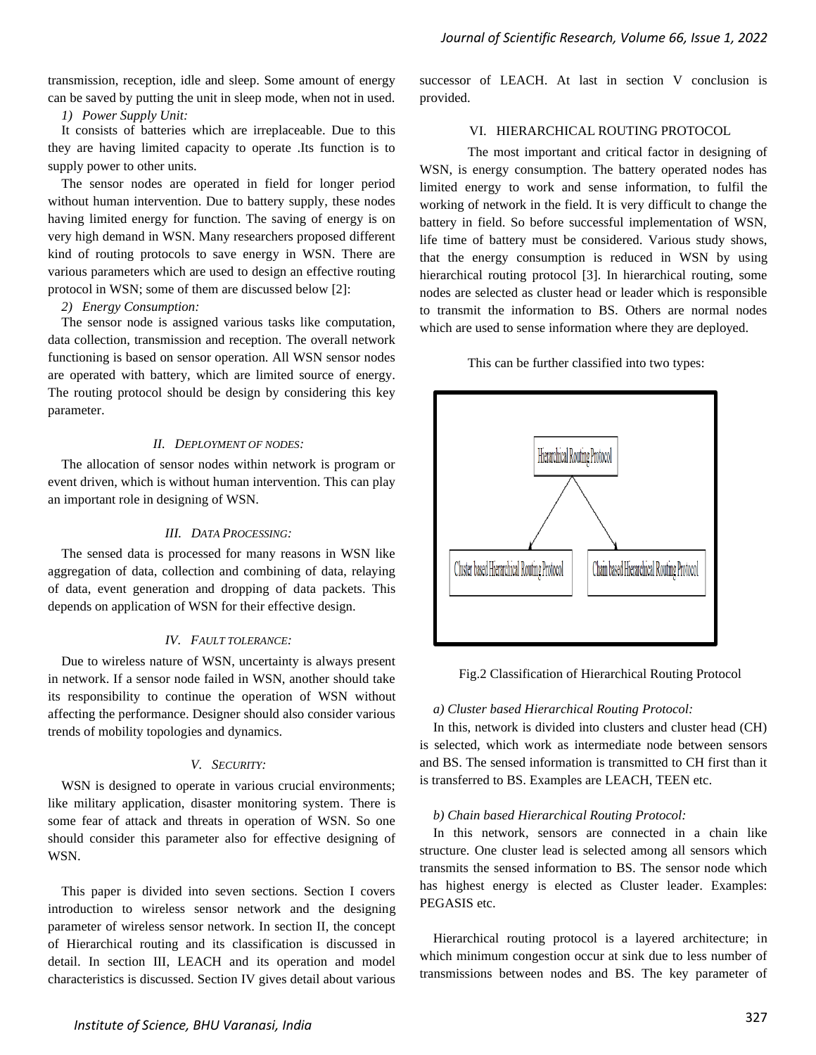transmission, reception, idle and sleep. Some amount of energy can be saved by putting the unit in sleep mode, when not in used.

*1) Power Supply Unit:*

It consists of batteries which are irreplaceable. Due to this they are having limited capacity to operate .Its function is to supply power to other units.

The sensor nodes are operated in field for longer period without human intervention. Due to battery supply, these nodes having limited energy for function. The saving of energy is on very high demand in WSN. Many researchers proposed different kind of routing protocols to save energy in WSN. There are various parameters which are used to design an effective routing protocol in WSN; some of them are discussed below [2]:

*2) Energy Consumption:*

The sensor node is assigned various tasks like computation, data collection, transmission and reception. The overall network functioning is based on sensor operation. All WSN sensor nodes are operated with battery, which are limited source of energy. The routing protocol should be design by considering this key parameter.

### *II. Deployment of nodes:*

The allocation of sensor nodes within network is program or event driven, which is without human intervention. This can play an important role in designing of WSN.

### *III. Data Processing:*

The sensed data is processed for many reasons in WSN like aggregation of data, collection and combining of data, relaying of data, event generation and dropping of data packets. This depends on application of WSN for their effective design.

### *IV. Fault tolerance:*

Due to wireless nature of WSN, uncertainty is always present in network. If a sensor node failed in WSN, another should take its responsibility to continue the operation of WSN without affecting the performance. Designer should also consider various trends of mobility topologies and dynamics.

### *V. Security:*

WSN is designed to operate in various crucial environments; like military application, disaster monitoring system. There is some fear of attack and threats in operation of WSN. So one should consider this parameter also for effective designing of WSN.

This paper is divided into seven sections. Section I covers introduction to wireless sensor network and the designing parameter of wireless sensor network. In section II, the concept of Hierarchical routing and its classification is discussed in detail. In section III, LEACH and its operation and model characteristics is discussed. Section IV gives detail about various successor of LEACH. At last in section V conclusion is provided.

## VI. HIERARCHICAL ROUTING PROTOCOL

The most important and critical factor in designing of WSN, is energy consumption. The battery operated nodes has limited energy to work and sense information, to fulfil the working of network in the field. It is very difficult to change the battery in field. So before successful implementation of WSN, life time of battery must be considered. Various study shows, that the energy consumption is reduced in WSN by using hierarchical routing protocol [3]. In hierarchical routing, some nodes are selected as cluster head or leader which is responsible to transmit the information to BS. Others are normal nodes which are used to sense information where they are deployed.

This can be further classified into two types:

Hierarchical Routing Protocol

Cluster based Hierarchical Routing Protocol | Chain based Hierarchical Routing Protocol

Fig.2 Classification of Hierarchical Routing Protocol

*a) Cluster based Hierarchical Routing Protocol:*

In this, network is divided into clusters and cluster head (CH) is selected, which work as intermediate node between sensors and BS. The sensed information is transmitted to CH first than it is transferred to BS. Examples are LEACH, TEEN etc.

*b) Chain based Hierarchical Routing Protocol:*

In this network, sensors are connected in a chain like structure. One cluster lead is selected among all sensors which transmits the sensed information to BS. The sensor node which has highest energy is elected as Cluster leader. Examples: PEGASIS etc.

Hierarchical routing protocol is a layered architecture; in which minimum congestion occur at sink due to less number of transmissions between nodes and BS. The key parameter of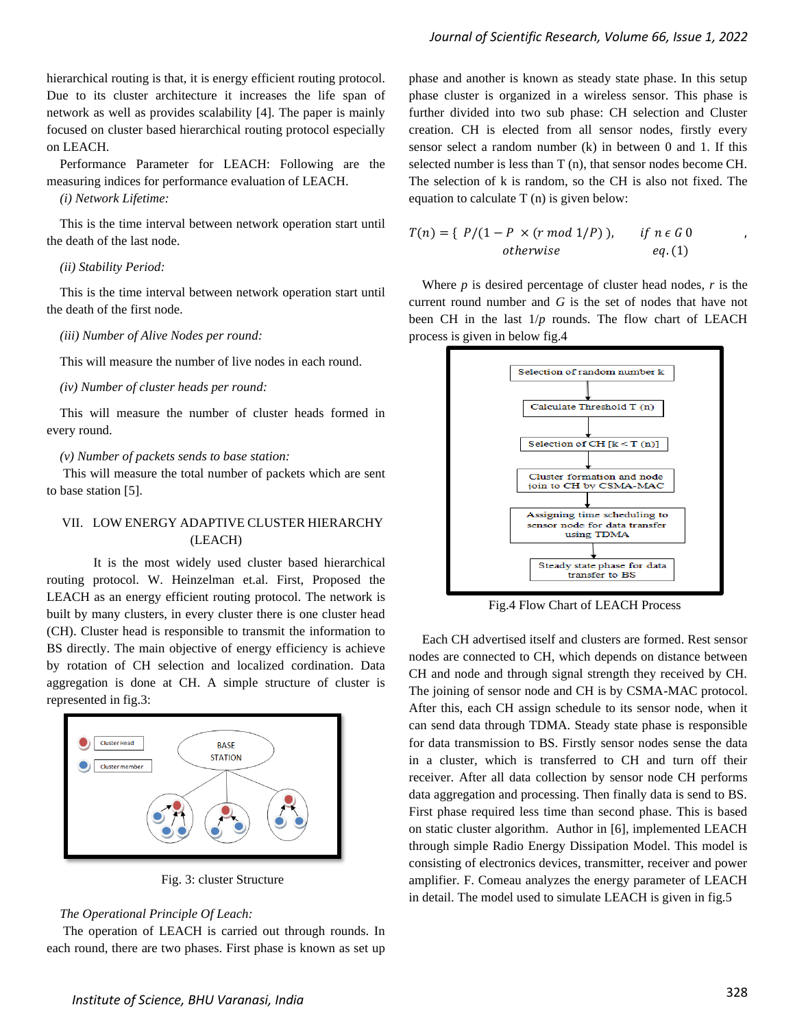hierarchical routing is that, it is energy efficient routing protocol. Due to its cluster architecture it increases the life span of network as well as provides scalability [4]. The paper is mainly focused on cluster based hierarchical routing protocol especially on LEACH.

Performance Parameter for LEACH: Following are the measuring indices for performance evaluation of LEACH.

*(i) Network Lifetime:*

This is the time interval between network operation start until the death of the last node.

*(ii) Stability Period:*

This is the time interval between network operation start until the death of the first node.

*(iii) Number of Alive Nodes per round:*

This will measure the number of live nodes in each round.

*(iv) Number of cluster heads per round:*

This will measure the number of cluster heads formed in every round.

*(v) Number of packets sends to base station:*

This will measure the total number of packets which are sent to base station [5].

## VII. LOW ENERGY ADAPTIVE CLUSTER HIERARCHY (LEACH)

It is the most widely used cluster based hierarchical routing protocol. W. Heinzelman et.al. First, Proposed the LEACH as an energy efficient routing protocol. The network is built by many clusters, in every cluster there is one cluster head (CH). Cluster head is responsible to transmit the information to BS directly. The main objective of energy efficiency is achieve by rotation of CH selection and localized cordination. Data aggregation is done at CH. A simple structure of cluster is represented in fig.3:

Fig. 3: cluster Structure

*The Operational Principle Of Leach:*

The operation of LEACH is carried out through rounds. In each round, there are two phases. First phase is known as set up phase and another is known as steady state phase. In this setup phase cluster is organized in a wireless sensor. This phase is further divided into two sub phase: CH selection and Cluster creation. CH is elected from all sensor nodes, firstly every sensor select a random number (k) in between 0 and 1. If this selected number is less than T (n), that sensor nodes become CH. The selection of k is random, so the CH is also not fixed. The equation to calculate T (n) is given below:

$$T(n) = \{\ P/(1 - P\ \times (r \bmod 1/P)\ ), \quad if\ n \in G\ 0 \quad otherwise \qquad ,\ eq.(1)$$

Where *p* is desired percentage of cluster head nodes, *r* is the current round number and *G* is the set of nodes that have not been CH in the last 1/*p* rounds. The flow chart of LEACH process is given in below fig.4

Fig.4 Flow Chart of LEACH Process

Each CH advertised itself and clusters are formed. Rest sensor nodes are connected to CH, which depends on distance between CH and node and through signal strength they received by CH. The joining of sensor node and CH is by CSMA-MAC protocol. After this, each CH assign schedule to its sensor node, when it can send data through TDMA. Steady state phase is responsible for data transmission to BS. Firstly sensor nodes sense the data in a cluster, which is transferred to CH and turn off their receiver. After all data collection by sensor node CH performs data aggregation and processing. Then finally data is send to BS. First phase required less time than second phase. This is based on static cluster algorithm. Author in [6], implemented LEACH through simple Radio Energy Dissipation Model. This model is consisting of electronics devices, transmitter, receiver and power amplifier. F. Comeau analyzes the energy parameter of LEACH in detail. The model used to simulate LEACH is given in fig.5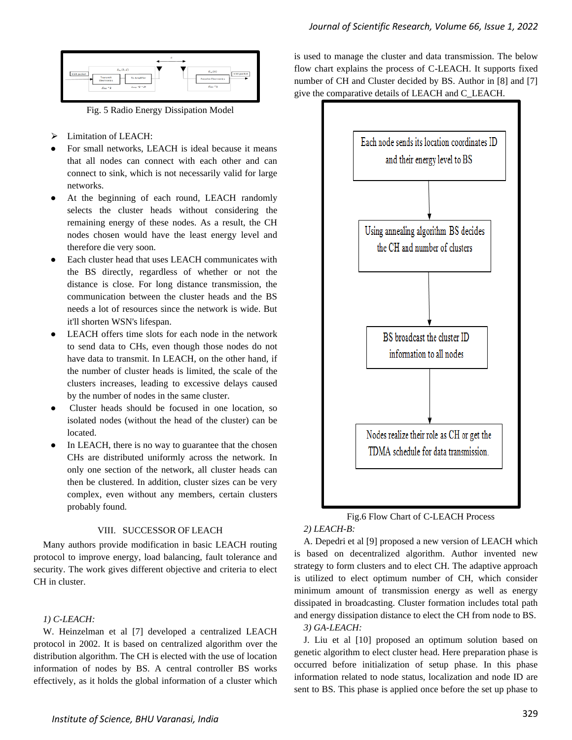Fig. 5 Radio Energy Dissipation Model

➢ Limitation of LEACH:

- For small networks, LEACH is ideal because it means that all nodes can connect with each other and can connect to sink, which is not necessarily valid for large networks.
- At the beginning of each round, LEACH randomly selects the cluster heads without considering the remaining energy of these nodes. As a result, the CH nodes chosen would have the least energy level and therefore die very soon.
- Each cluster head that uses LEACH communicates with the BS directly, regardless of whether or not the distance is close. For long distance transmission, the communication between the cluster heads and the BS needs a lot of resources since the network is wide. But it'll shorten WSN's lifespan.
- LEACH offers time slots for each node in the network to send data to CHs, even though those nodes do not have data to transmit. In LEACH, on the other hand, if the number of cluster heads is limited, the scale of the clusters increases, leading to excessive delays caused by the number of nodes in the same cluster.
- Cluster heads should be focused in one location, so isolated nodes (without the head of the cluster) can be located.
- In LEACH, there is no way to guarantee that the chosen CHs are distributed uniformly across the network. In only one section of the network, all cluster heads can then be clustered. In addition, cluster sizes can be very complex, even without any members, certain clusters probably found.

## VIII. SUCCESSOR OF LEACH

Many authors provide modification in basic LEACH routing protocol to improve energy, load balancing, fault tolerance and security. The work gives different objective and criteria to elect CH in cluster.

*1) C-LEACH:*

W. Heinzelman et al [7] developed a centralized LEACH protocol in 2002. It is based on centralized algorithm over the distribution algorithm. The CH is elected with the use of location information of nodes by BS. A central controller BS works effectively, as it holds the global information of a cluster which is used to manage the cluster and data transmission. The below flow chart explains the process of C-LEACH. It supports fixed number of CH and Cluster decided by BS. Author in [8] and [7] give the comparative details of LEACH and C_LEACH.

Each node sends its location coordinates ID and their energy level to BS
↓
Using annealing algorithm BS decides the CH and number of clusters
↓
BS broadcast the cluster ID information to all nodes
↓
Nodes realize their role as CH or get the TDMA schedule for data transmission.

Fig.6 Flow Chart of C-LEACH Process

*2) LEACH-B:*

A. Depedri et al [9] proposed a new version of LEACH which is based on decentralized algorithm. Author invented new strategy to form clusters and to elect CH. The adaptive approach is utilized to elect optimum number of CH, which consider minimum amount of transmission energy as well as energy dissipated in broadcasting. Cluster formation includes total path and energy dissipation distance to elect the CH from node to BS.

*3) GA-LEACH:*

J. Liu et al [10] proposed an optimum solution based on genetic algorithm to elect cluster head. Here preparation phase is occurred before initialization of setup phase. In this phase information related to node status, localization and node ID are sent to BS. This phase is applied once before the set up phase to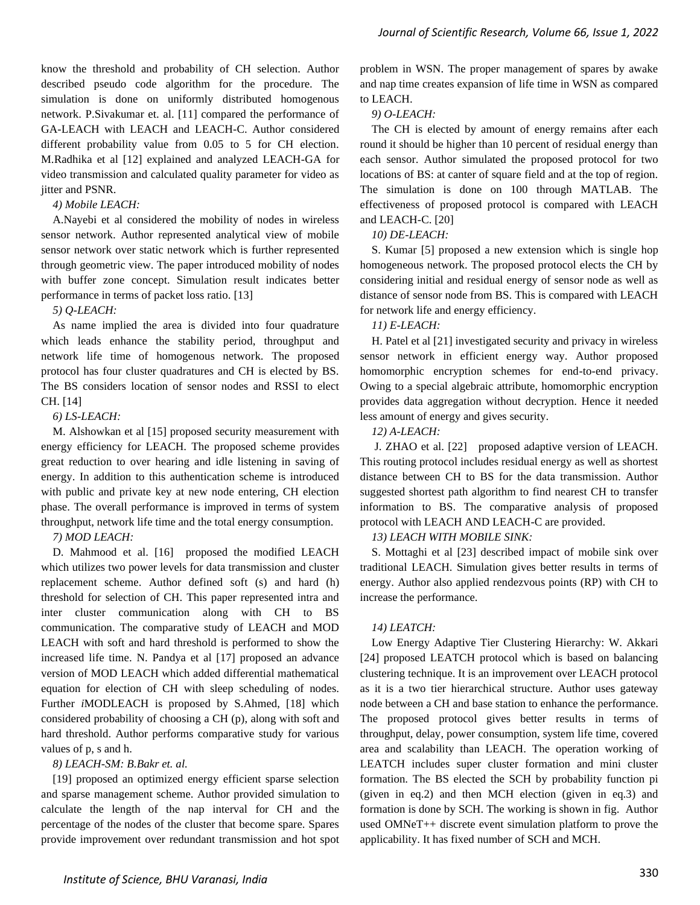know the threshold and probability of CH selection. Author described pseudo code algorithm for the procedure. The simulation is done on uniformly distributed homogenous network. P.Sivakumar et. al. [11] compared the performance of GA-LEACH with LEACH and LEACH-C. Author considered different probability value from 0.05 to 5 for CH election. M.Radhika et al [12] explained and analyzed LEACH-GA for video transmission and calculated quality parameter for video as jitter and PSNR.

*4) Mobile LEACH:*

A.Nayebi et al considered the mobility of nodes in wireless sensor network. Author represented analytical view of mobile sensor network over static network which is further represented through geometric view. The paper introduced mobility of nodes with buffer zone concept. Simulation result indicates better performance in terms of packet loss ratio. [13]

*5) Q-LEACH:*

As name implied the area is divided into four quadrature which leads enhance the stability period, throughput and network life time of homogenous network. The proposed protocol has four cluster quadratures and CH is elected by BS. The BS considers location of sensor nodes and RSSI to elect CH. [14]

*6) LS-LEACH:*

M. Alshowkan et al [15] proposed security measurement with energy efficiency for LEACH. The proposed scheme provides great reduction to over hearing and idle listening in saving of energy. In addition to this authentication scheme is introduced with public and private key at new node entering, CH election phase. The overall performance is improved in terms of system throughput, network life time and the total energy consumption.

*7) MOD LEACH:*

D. Mahmood et al. [16] proposed the modified LEACH which utilizes two power levels for data transmission and cluster replacement scheme. Author defined soft (s) and hard (h) threshold for selection of CH. This paper represented intra and inter cluster communication along with CH to BS communication. The comparative study of LEACH and MOD LEACH with soft and hard threshold is performed to show the increased life time. N. Pandya et al [17] proposed an advance version of MOD LEACH which added differential mathematical equation for election of CH with sleep scheduling of nodes. Further *i*MODLEACH is proposed by S.Ahmed, [18] which considered probability of choosing a CH (p), along with soft and hard threshold. Author performs comparative study for various values of p, s and h.

*8) LEACH-SM: B.Bakr et. al.*

[19] proposed an optimized energy efficient sparse selection and sparse management scheme. Author provided simulation to calculate the length of the nap interval for CH and the percentage of the nodes of the cluster that become spare. Spares provide improvement over redundant transmission and hot spot problem in WSN. The proper management of spares by awake and nap time creates expansion of life time in WSN as compared to LEACH.

*9) O-LEACH:*

The CH is elected by amount of energy remains after each round it should be higher than 10 percent of residual energy than each sensor. Author simulated the proposed protocol for two locations of BS: at canter of square field and at the top of region. The simulation is done on 100 through MATLAB. The effectiveness of proposed protocol is compared with LEACH and LEACH-C. [20]

*10) DE-LEACH:*

S. Kumar [5] proposed a new extension which is single hop homogeneous network. The proposed protocol elects the CH by considering initial and residual energy of sensor node as well as distance of sensor node from BS. This is compared with LEACH for network life and energy efficiency.

*11) E-LEACH:*

H. Patel et al [21] investigated security and privacy in wireless sensor network in efficient energy way. Author proposed homomorphic encryption schemes for end-to-end privacy. Owing to a special algebraic attribute, homomorphic encryption provides data aggregation without decryption. Hence it needed less amount of energy and gives security.

*12) A-LEACH:*

J. ZHAO et al. [22] proposed adaptive version of LEACH. This routing protocol includes residual energy as well as shortest distance between CH to BS for the data transmission. Author suggested shortest path algorithm to find nearest CH to transfer information to BS. The comparative analysis of proposed protocol with LEACH AND LEACH-C are provided.

*13) LEACH WITH MOBILE SINK:*

S. Mottaghi et al [23] described impact of mobile sink over traditional LEACH. Simulation gives better results in terms of energy. Author also applied rendezvous points (RP) with CH to increase the performance.

*14) LEATCH:*

Low Energy Adaptive Tier Clustering Hierarchy: W. Akkari [24] proposed LEATCH protocol which is based on balancing clustering technique. It is an improvement over LEACH protocol as it is a two tier hierarchical structure. Author uses gateway node between a CH and base station to enhance the performance. The proposed protocol gives better results in terms of throughput, delay, power consumption, system life time, covered area and scalability than LEACH. The operation working of LEATCH includes super cluster formation and mini cluster formation. The BS elected the SCH by probability function pi (given in eq.2) and then MCH election (given in eq.3) and formation is done by SCH. The working is shown in fig. Author used OMNeT++ discrete event simulation platform to prove the applicability. It has fixed number of SCH and MCH.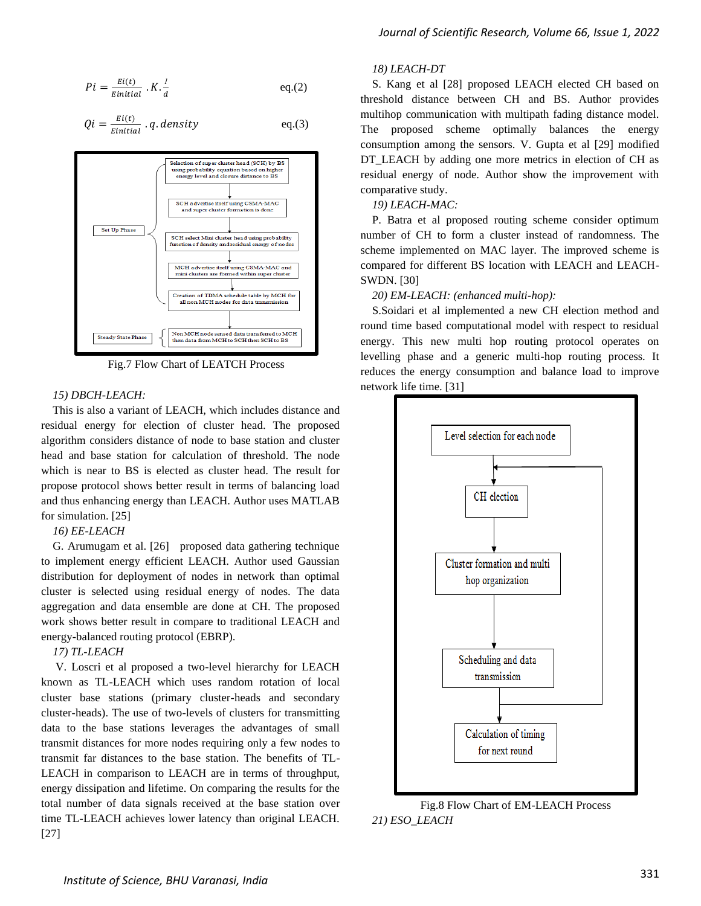$$Pi = \frac{Ei(t)}{Einitial} . K . \frac{I}{d} \quad \text{eq.(2)}$$

$$Qi = \frac{Ei(t)}{Einitial} . q . density \quad \text{eq.(3)}$$

Set Up Phase:
- Selection of super cluster head (SCH) by BS using probability equation based on higher energy level and closure distance to BS
- SCH advertise itself using CSMA-MAC and super cluster formation is done
- SCH select Mini cluster head using probability function of density and residual energy of nodes
- MCH advertise itself using CSMA-MAC and mini clusters are formed within super cluster
- Creation of TDMA schedule table by MCH for all non MCH nodes for data transmission

Steady State Phase:
- Non MCH node sensed data transferred to MCH then data from MCH to SCH then SCH to BS

Fig.7 Flow Chart of LEATCH Process

*15) DBCH-LEACH:*

This is also a variant of LEACH, which includes distance and residual energy for election of cluster head. The proposed algorithm considers distance of node to base station and cluster head and base station for calculation of threshold. The node which is near to BS is elected as cluster head. The result for propose protocol shows better result in terms of balancing load and thus enhancing energy than LEACH. Author uses MATLAB for simulation. [25]

*16) EE-LEACH*

G. Arumugam et al. [26] proposed data gathering technique to implement energy efficient LEACH. Author used Gaussian distribution for deployment of nodes in network than optimal cluster is selected using residual energy of nodes. The data aggregation and data ensemble are done at CH. The proposed work shows better result in compare to traditional LEACH and energy-balanced routing protocol (EBRP).

*17) TL-LEACH*

V. Loscri et al proposed a two-level hierarchy for LEACH known as TL-LEACH which uses random rotation of local cluster base stations (primary cluster-heads and secondary cluster-heads). The use of two-levels of clusters for transmitting data to the base stations leverages the advantages of small transmit distances for more nodes requiring only a few nodes to transmit far distances to the base station. The benefits of TL-LEACH in comparison to LEACH are in terms of throughput, energy dissipation and lifetime. On comparing the results for the total number of data signals received at the base station over time TL-LEACH achieves lower latency than original LEACH. [27]

*18) LEACH-DT*

S. Kang et al [28] proposed LEACH elected CH based on threshold distance between CH and BS. Author provides multihop communication with multipath fading distance model. The proposed scheme optimally balances the energy consumption among the sensors. V. Gupta et al [29] modified DT_LEACH by adding one more metrics in election of CH as residual energy of node. Author show the improvement with comparative study.

*19) LEACH-MAC:*

P. Batra et al proposed routing scheme consider optimum number of CH to form a cluster instead of randomness. The scheme implemented on MAC layer. The improved scheme is compared for different BS location with LEACH and LEACH-SWDN. [30]

*20) EM-LEACH: (enhanced multi-hop):*

S.Soidari et al implemented a new CH election method and round time based computational model with respect to residual energy. This new multi hop routing protocol operates on levelling phase and a generic multi-hop routing process. It reduces the energy consumption and balance load to improve network life time. [31]

- Level selection for each node
- CH election
- Cluster formation and multi hop organization
- Scheduling and data transmission
- Calculation of timing for next round

Fig.8 Flow Chart of EM-LEACH Process

*21) ESO_LEACH*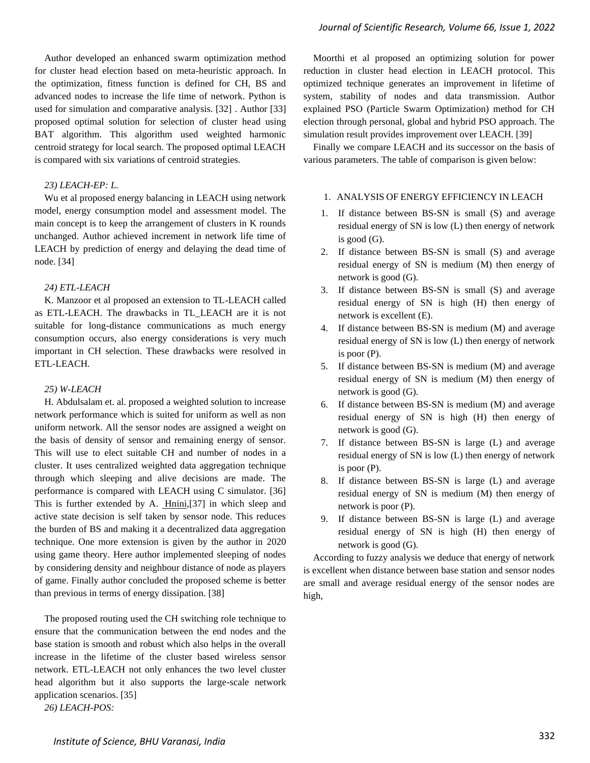Author developed an enhanced swarm optimization method for cluster head election based on meta-heuristic approach. In the optimization, fitness function is defined for CH, BS and advanced nodes to increase the life time of network. Python is used for simulation and comparative analysis. [32] . Author [33] proposed optimal solution for selection of cluster head using BAT algorithm. This algorithm used weighted harmonic centroid strategy for local search. The proposed optimal LEACH is compared with six variations of centroid strategies.

*23) LEACH-EP: L.*

Wu et al proposed energy balancing in LEACH using network model, energy consumption model and assessment model. The main concept is to keep the arrangement of clusters in K rounds unchanged. Author achieved increment in network life time of LEACH by prediction of energy and delaying the dead time of node. [34]

*24) ETL-LEACH*

K. Manzoor et al proposed an extension to TL-LEACH called as ETL-LEACH. The drawbacks in TL_LEACH are it is not suitable for long-distance communications as much energy consumption occurs, also energy considerations is very much important in CH selection. These drawbacks were resolved in ETL-LEACH.

*25) W-LEACH*

H. Abdulsalam et. al. proposed a weighted solution to increase network performance which is suited for uniform as well as non uniform network. All the sensor nodes are assigned a weight on the basis of density of sensor and remaining energy of sensor. This will use to elect suitable CH and number of nodes in a cluster. It uses centralized weighted data aggregation technique through which sleeping and alive decisions are made. The performance is compared with LEACH using C simulator. [36] This is further extended by A. Hnini,[37] in which sleep and active state decision is self taken by sensor node. This reduces the burden of BS and making it a decentralized data aggregation technique. One more extension is given by the author in 2020 using game theory. Here author implemented sleeping of nodes by considering density and neighbour distance of node as players of game. Finally author concluded the proposed scheme is better than previous in terms of energy dissipation. [38]

The proposed routing used the CH switching role technique to ensure that the communication between the end nodes and the base station is smooth and robust which also helps in the overall increase in the lifetime of the cluster based wireless sensor network. ETL-LEACH not only enhances the two level cluster head algorithm but it also supports the large-scale network application scenarios. [35]

*26) LEACH-POS:*

Moorthi et al proposed an optimizing solution for power reduction in cluster head election in LEACH protocol. This optimized technique generates an improvement in lifetime of system, stability of nodes and data transmission. Author explained PSO (Particle Swarm Optimization) method for CH election through personal, global and hybrid PSO approach. The simulation result provides improvement over LEACH. [39]

Finally we compare LEACH and its successor on the basis of various parameters. The table of comparison is given below:

1. ANALYSIS OF ENERGY EFFICIENCY IN LEACH

1. If distance between BS-SN is small (S) and average residual energy of SN is low (L) then energy of network is good (G).
2. If distance between BS-SN is small (S) and average residual energy of SN is medium (M) then energy of network is good (G).
3. If distance between BS-SN is small (S) and average residual energy of SN is high (H) then energy of network is excellent (E).
4. If distance between BS-SN is medium (M) and average residual energy of SN is low (L) then energy of network is poor (P).
5. If distance between BS-SN is medium (M) and average residual energy of SN is medium (M) then energy of network is good (G).
6. If distance between BS-SN is medium (M) and average residual energy of SN is high (H) then energy of network is good (G).
7. If distance between BS-SN is large (L) and average residual energy of SN is low (L) then energy of network is poor (P).
8. If distance between BS-SN is large (L) and average residual energy of SN is medium (M) then energy of network is poor (P).
9. If distance between BS-SN is large (L) and average residual energy of SN is high (H) then energy of network is good (G).

According to fuzzy analysis we deduce that energy of network is excellent when distance between base station and sensor nodes are small and average residual energy of the sensor nodes are high,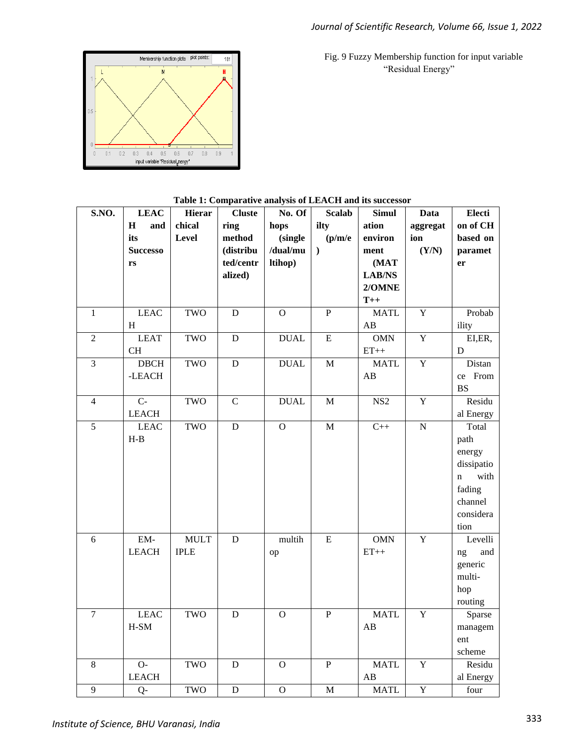Fig. 9 Fuzzy Membership function for input variable "Residual Energy"

**Table 1: Comparative analysis of LEACH and its successor**

| S.NO. | LEACH and its Successors | Hierarchical Level | Clustering method (distributed/centralized) | No. Of hops (single/dual/multihop) | Scalability (p/m/e) | Simulation environment (MATLAB/NS2/OMNET++ | Data aggregation (Y/N) | Election of CH based on parameter |
|---|---|---|---|---|---|---|---|---|
| 1 | LEACH | TWO | D | O | P | MATLAB | Y | Probability |
| 2 | LEATCH | TWO | D | DUAL | E | OMNET++ | Y | EI,ER, D |
| 3 | DBCH-LEACH | TWO | D | DUAL | M | MATLAB | Y | Distance From BS |
| 4 | C-LEACH | TWO | C | DUAL | M | NS2 | Y | Residual Energy |
| 5 | LEACH-B | TWO | D | O | M | C++ | N | Total path energy dissipation with fading channel consideration |
| 6 | EM-LEACH | MULTIPLE | D | multihop | E | OMNET++ | Y | Levelling and generic multi-hop routing |
| 7 | LEACH-SM | TWO | D | O | P | MATLAB | Y | Sparse management scheme |
| 8 | O-LEACH | TWO | D | O | P | MATLAB | Y | Residual Energy |
| 9 | Q- | TWO | D | O | M | MATL | Y | four |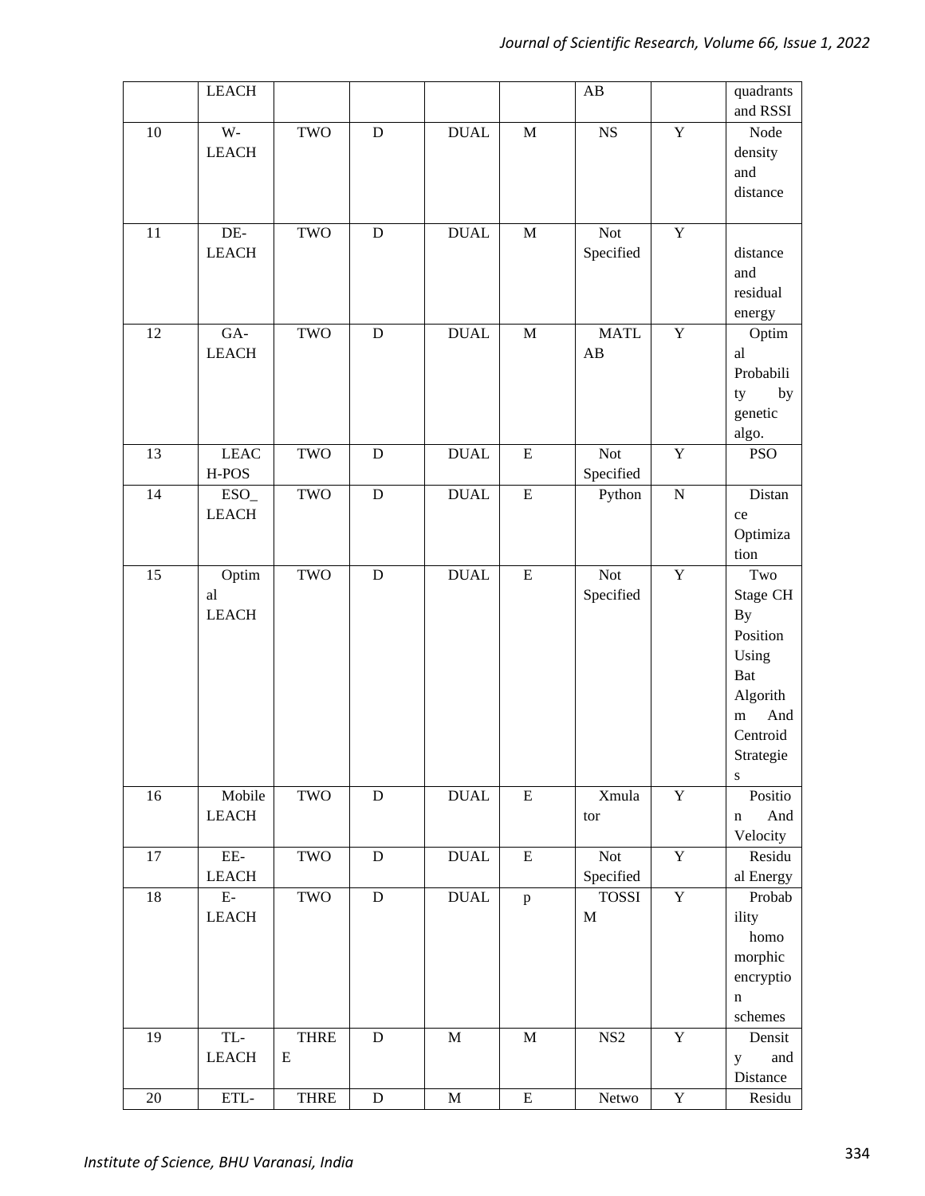| | LEACH | | | | | AB | | quadrants and RSSI |
|---|---|---|---|---|---|---|---|---|
| 10 | W-LEACH | TWO | D | DUAL | M | NS | Y | Node density and distance |
| 11 | DE-LEACH | TWO | D | DUAL | M | Not Specified | Y | distance and residual energy |
| 12 | GA-LEACH | TWO | D | DUAL | M | MATLAB | Y | Optimal Probability by genetic algo. |
| 13 | LEACH-POS | TWO | D | DUAL | E | Not Specified | Y | PSO |
| 14 | ESO_LEACH | TWO | D | DUAL | E | Python | N | Distance Optimization |
| 15 | Optimal LEACH | TWO | D | DUAL | E | Not Specified | Y | Two Stage CH By Position Using Bat Algorithm And Centroid Strategies |
| 16 | Mobile LEACH | TWO | D | DUAL | E | Xmulator | Y | Position And Velocity |
| 17 | EE-LEACH | TWO | D | DUAL | E | Not Specified | Y | Residual Energy |
| 18 | E-LEACH | TWO | D | DUAL | p | TOSSIM | Y | Probability homomorphic encryption schemes |
| 19 | TL-LEACH | THREE | D | M | M | NS2 | Y | Density and Distance |
| 20 | ETL- | THREE | D | M | E | Netwo | Y | Residu |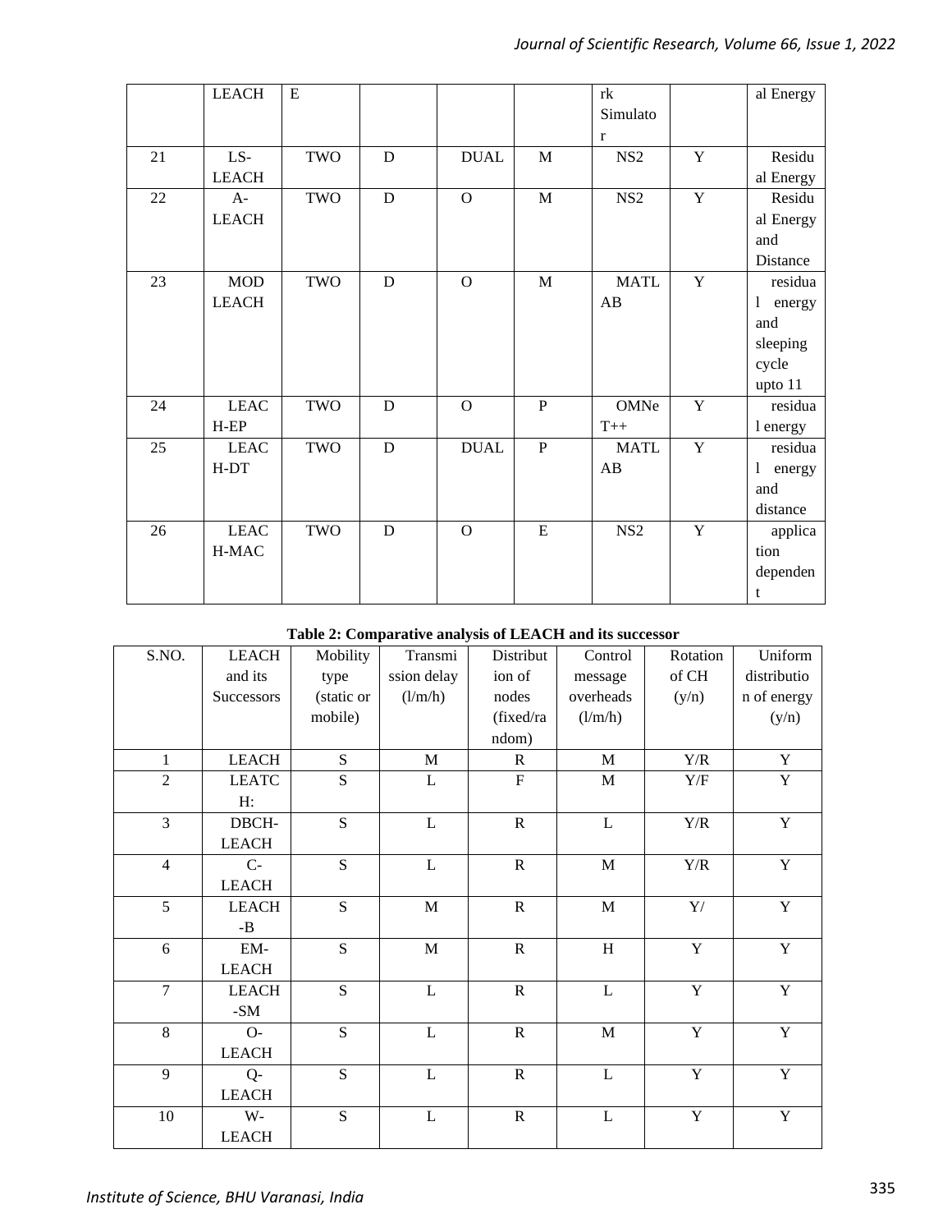| | LEACH | E | | | | rk Simulator | | al Energy |
|---|---|---|---|---|---|---|---|---|
| 21 | LS-LEACH | TWO | D | DUAL | M | NS2 | Y | Residual Energy |
| 22 | A-LEACH | TWO | D | O | M | NS2 | Y | Residual Energy and Distance |
| 23 | MOD LEACH | TWO | D | O | M | MATLAB | Y | residual energy and sleeping cycle upto 11 |
| 24 | LEACH-EP | TWO | D | O | P | OMNeT++ | Y | residual energy |
| 25 | LEACH-DT | TWO | D | DUAL | P | MATLAB | Y | residual energy and distance |
| 26 | LEACH-MAC | TWO | D | O | E | NS2 | Y | application dependent |

**Table 2: Comparative analysis of LEACH and its successor**

| S.NO. | LEACH and its Successors | Mobility type (static or mobile) | Transmission delay (l/m/h) | Distribution of nodes (fixed/random) | Control message overheads (l/m/h) | Rotation of CH (y/n) | Uniform distribution of energy (y/n) |
|---|---|---|---|---|---|---|---|
| 1 | LEACH | S | M | R | M | Y/R | Y |
| 2 | LEATCH: | S | L | F | M | Y/F | Y |
| 3 | DBCH-LEACH | S | L | R | L | Y/R | Y |
| 4 | C-LEACH | S | L | R | M | Y/R | Y |
| 5 | LEACH-B | S | M | R | M | Y/ | Y |
| 6 | EM-LEACH | S | M | R | H | Y | Y |
| 7 | LEACH-SM | S | L | R | L | Y | Y |
| 8 | O-LEACH | S | L | R | M | Y | Y |
| 9 | Q-LEACH | S | L | R | L | Y | Y |
| 10 | W-LEACH | S | L | R | L | Y | Y |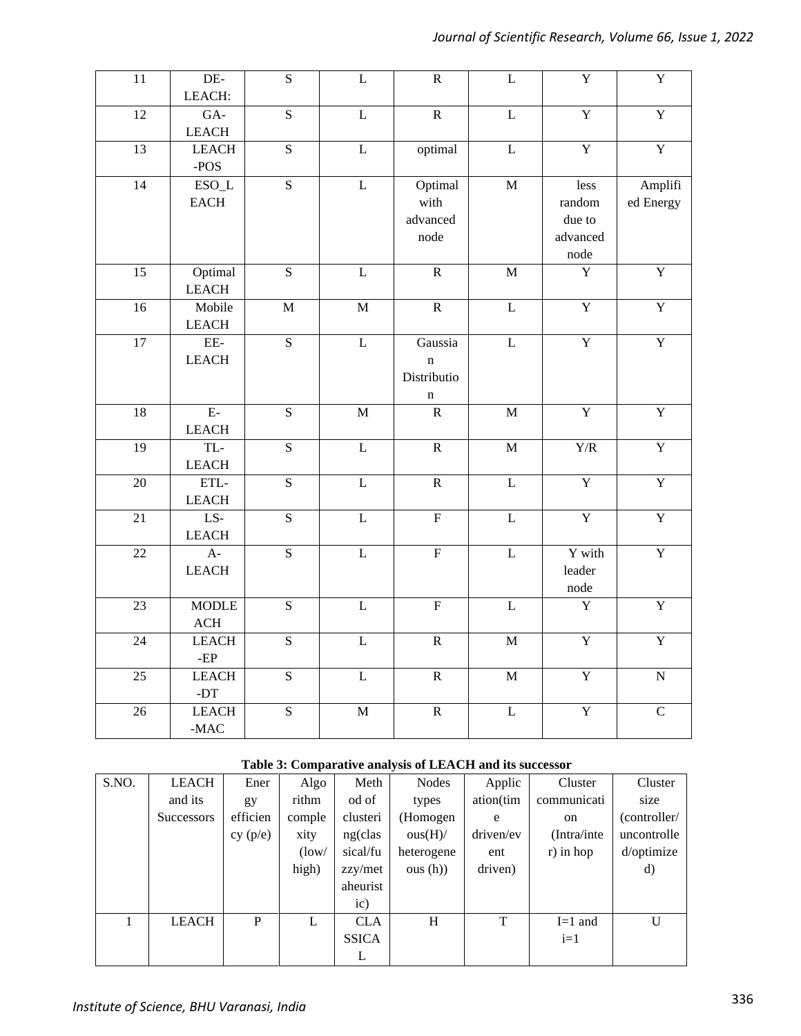| 11 | DE-LEACH: | S | L | R | L | Y | Y |
|---|---|---|---|---|---|---|---|
| 12 | GA-LEACH | S | L | R | L | Y | Y |
| 13 | LEACH-POS | S | L | optimal | L | Y | Y |
| 14 | ESO_LEACH | S | L | Optimal with advanced node | M | less random due to advanced node | Amplified Energy |
| 15 | Optimal LEACH | S | L | R | M | Y | Y |
| 16 | Mobile LEACH | M | M | R | L | Y | Y |
| 17 | EE-LEACH | S | L | Gaussian Distribution | L | Y | Y |
| 18 | E-LEACH | S | M | R | M | Y | Y |
| 19 | TL-LEACH | S | L | R | M | Y/R | Y |
| 20 | ETL-LEACH | S | L | R | L | Y | Y |
| 21 | LS-LEACH | S | L | F | L | Y | Y |
| 22 | A-LEACH | S | L | F | L | Y with leader node | Y |
| 23 | MODLEACH | S | L | F | L | Y | Y |
| 24 | LEACH-EP | S | L | R | M | Y | Y |
| 25 | LEACH-DT | S | L | R | M | Y | N |
| 26 | LEACH-MAC | S | M | R | L | Y | C |

**Table 3: Comparative analysis of LEACH and its successor**

| S.NO. | LEACH and its Successors | Energy efficiency (p/e) | Algorithm complexity (low/ high) | Method of clustering(classical/fuzzy/metaheuristic) | Nodes types (Homogenous(H)/ heterogeneous (h)) | Application(time driven/event driven) | Cluster communication (Intra/inter) in hop | Cluster size (controller/ uncontrolled/optimized) |
|---|---|---|---|---|---|---|---|---|
| 1 | LEACH | P | L | CLASSICAL | H | T | I=1 and i=1 | U |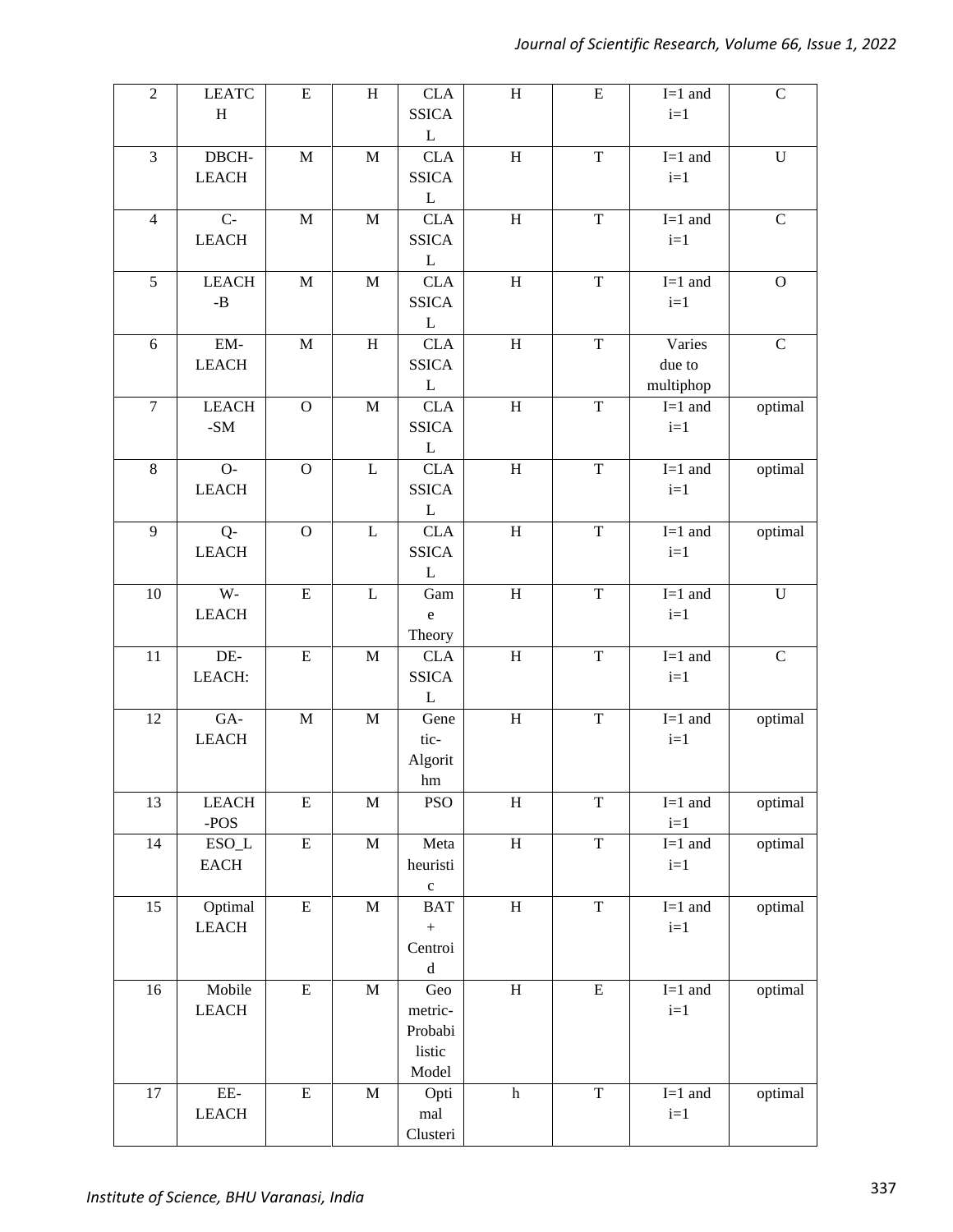| 2 | LEATCH | E | H | CLASSICAL | H | E | I=1 and i=1 | C |
|---|---|---|---|---|---|---|---|---|
| 3 | DBCH-LEACH | M | M | CLASSICAL | H | T | I=1 and i=1 | U |
| 4 | C-LEACH | M | M | CLASSICAL | H | T | I=1 and i=1 | C |
| 5 | LEACH-B | M | M | CLASSICAL | H | T | I=1 and i=1 | O |
| 6 | EM-LEACH | M | H | CLASSICAL | H | T | Varies due to multiphop | C |
| 7 | LEACH-SM | O | M | CLASSICAL | H | T | I=1 and i=1 | optimal |
| 8 | O-LEACH | O | L | CLASSICAL | H | T | I=1 and i=1 | optimal |
| 9 | Q-LEACH | O | L | CLASSICAL | H | T | I=1 and i=1 | optimal |
| 10 | W-LEACH | E | L | Game Theory | H | T | I=1 and i=1 | U |
| 11 | DE-LEACH: | E | M | CLASSICAL | H | T | I=1 and i=1 | C |
| 12 | GA-LEACH | M | M | Genetic-Algorithm | H | T | I=1 and i=1 | optimal |
| 13 | LEACH-POS | E | M | PSO | H | T | I=1 and i=1 | optimal |
| 14 | ESO_LEACH | E | M | Metaheuristic | H | T | I=1 and i=1 | optimal |
| 15 | Optimal LEACH | E | M | BAT + Centroid | H | T | I=1 and i=1 | optimal |
| 16 | Mobile LEACH | E | M | Geometric-Probabilistic Model | H | E | I=1 and i=1 | optimal |
| 17 | EE-LEACH | E | M | Optimal Clusteri | h | T | I=1 and i=1 | optimal |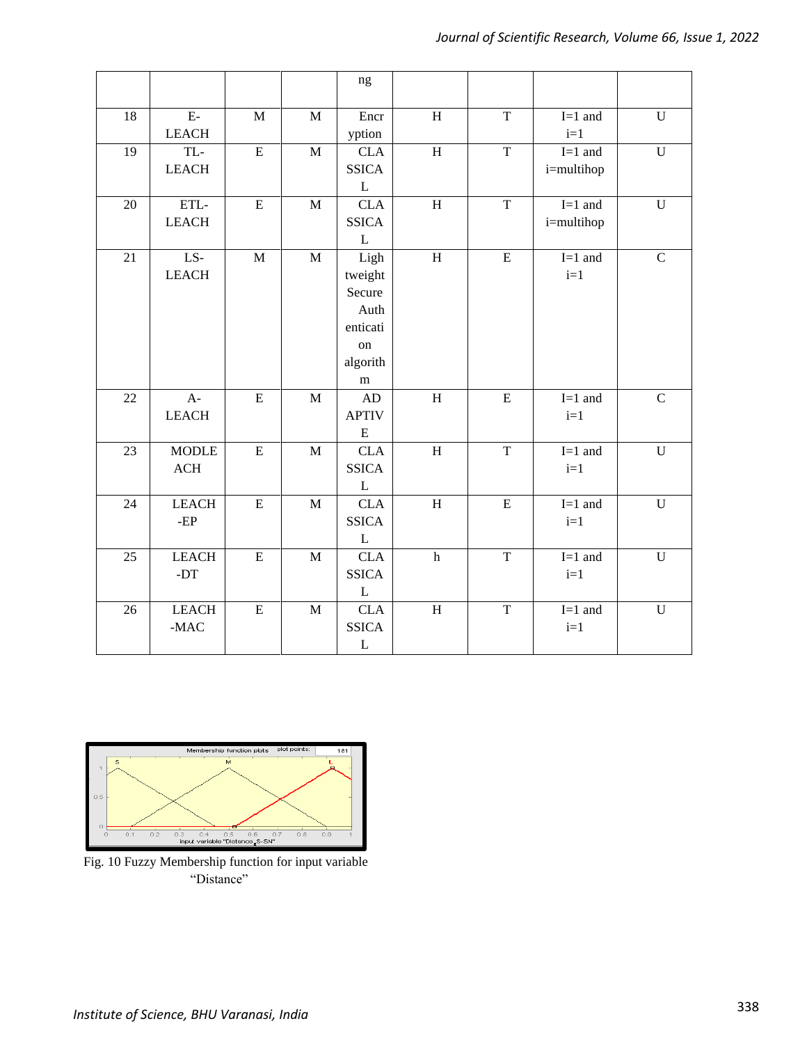|  |  |  |  | ng |  |  |  |  |
|---|---|---|---|---|---|---|---|---|
| 18 | E-LEACH | M | M | Encryption | H | T | I=1 and i=1 | U |
| 19 | TL-LEACH | E | M | CLASSICAL | H | T | I=1 and i=multihop | U |
| 20 | ETL-LEACH | E | M | CLASSICAL | H | T | I=1 and i=multihop | U |
| 21 | LS-LEACH | M | M | Lightweight Secure Authentication algorithm | H | E | I=1 and i=1 | C |
| 22 | A-LEACH | E | M | ADAPTIVE | H | E | I=1 and i=1 | C |
| 23 | MODLEACH | E | M | CLASSICAL | H | T | I=1 and i=1 | U |
| 24 | LEACH-EP | E | M | CLASSICAL | H | E | I=1 and i=1 | U |
| 25 | LEACH-DT | E | M | CLASSICAL | h | T | I=1 and i=1 | U |
| 26 | LEACH-MAC | E | M | CLASSICAL | H | T | I=1 and i=1 | U |

Fig. 10 Fuzzy Membership function for input variable "Distance"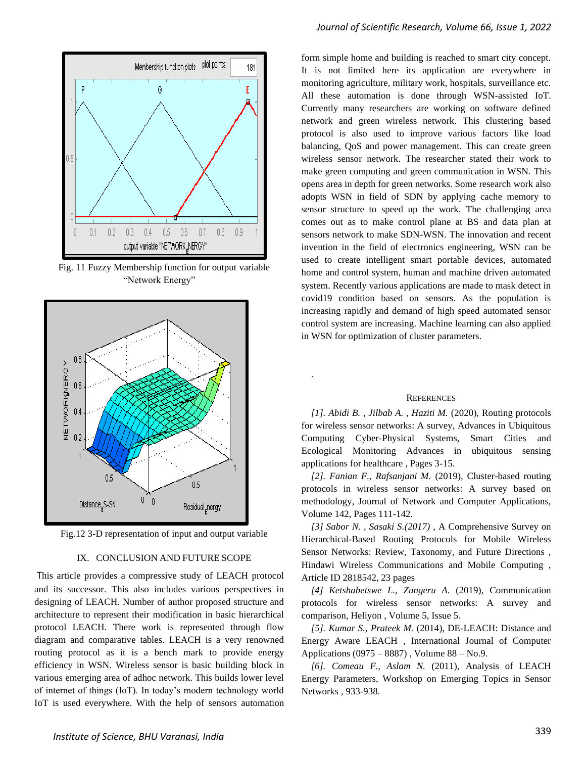Fig. 11 Fuzzy Membership function for output variable "Network Energy"

Fig.12 3-D representation of input and output variable

## IX. CONCLUSION AND FUTURE SCOPE

This article provides a compressive study of LEACH protocol and its successor. This also includes various perspectives in designing of LEACH. Number of author proposed structure and architecture to represent their modification in basic hierarchical protocol LEACH. There work is represented through flow diagram and comparative tables. LEACH is a very renowned routing protocol as it is a bench mark to provide energy efficiency in WSN. Wireless sensor is basic building block in various emerging area of adhoc network. This builds lower level of internet of things (IoT). In today's modern technology world IoT is used everywhere. With the help of sensors automation form simple home and building is reached to smart city concept. It is not limited here its application are everywhere in monitoring agriculture, military work, hospitals, surveillance etc. All these automation is done through WSN-assisted IoT. Currently many researchers are working on software defined network and green wireless network. This clustering based protocol is also used to improve various factors like load balancing, QoS and power management. This can create green wireless sensor network. The researcher stated their work to make green computing and green communication in WSN. This opens area in depth for green networks. Some research work also adopts WSN in field of SDN by applying cache memory to sensor structure to speed up the work. The challenging area comes out as to make control plane at BS and data plan at sensors network to make SDN-WSN. The innovation and recent invention in the field of electronics engineering, WSN can be used to create intelligent smart portable devices, automated home and control system, human and machine driven automated system. Recently various applications are made to mask detect in covid19 condition based on sensors. As the population is increasing rapidly and demand of high speed automated sensor control system are increasing. Machine learning can also applied in WSN for optimization of cluster parameters.

## REFERENCES

*[1]. Abidi B. , Jilbab A. , Haziti M.* (2020), Routing protocols for wireless sensor networks: A survey, Advances in Ubiquitous Computing Cyber-Physical Systems, Smart Cities and Ecological Monitoring Advances in ubiquitous sensing applications for healthcare , Pages 3-15.

*[2]. Fanian F., Rafsanjani M*. (2019), Cluster-based routing protocols in wireless sensor networks: A survey based on methodology, Journal of Network and Computer Applications, Volume 142, Pages 111-142.

*[3] Sabor N. , Sasaki S.(2017)* , A Comprehensive Survey on Hierarchical-Based Routing Protocols for Mobile Wireless Sensor Networks: Review, Taxonomy, and Future Directions , Hindawi Wireless Communications and Mobile Computing , Article ID 2818542, 23 pages

*[4] Ketshabetswe L., Zungeru A.* (2019), Communication protocols for wireless sensor networks: A survey and comparison, Heliyon , Volume 5, Issue 5.

*[5]. Kumar S., Prateek M.* (2014), DE-LEACH: Distance and Energy Aware LEACH , International Journal of Computer Applications (0975 – 8887) , Volume 88 – No.9.

*[6]. Comeau F., Aslam N.* (2011), Analysis of LEACH Energy Parameters, Workshop on Emerging Topics in Sensor Networks , 933-938.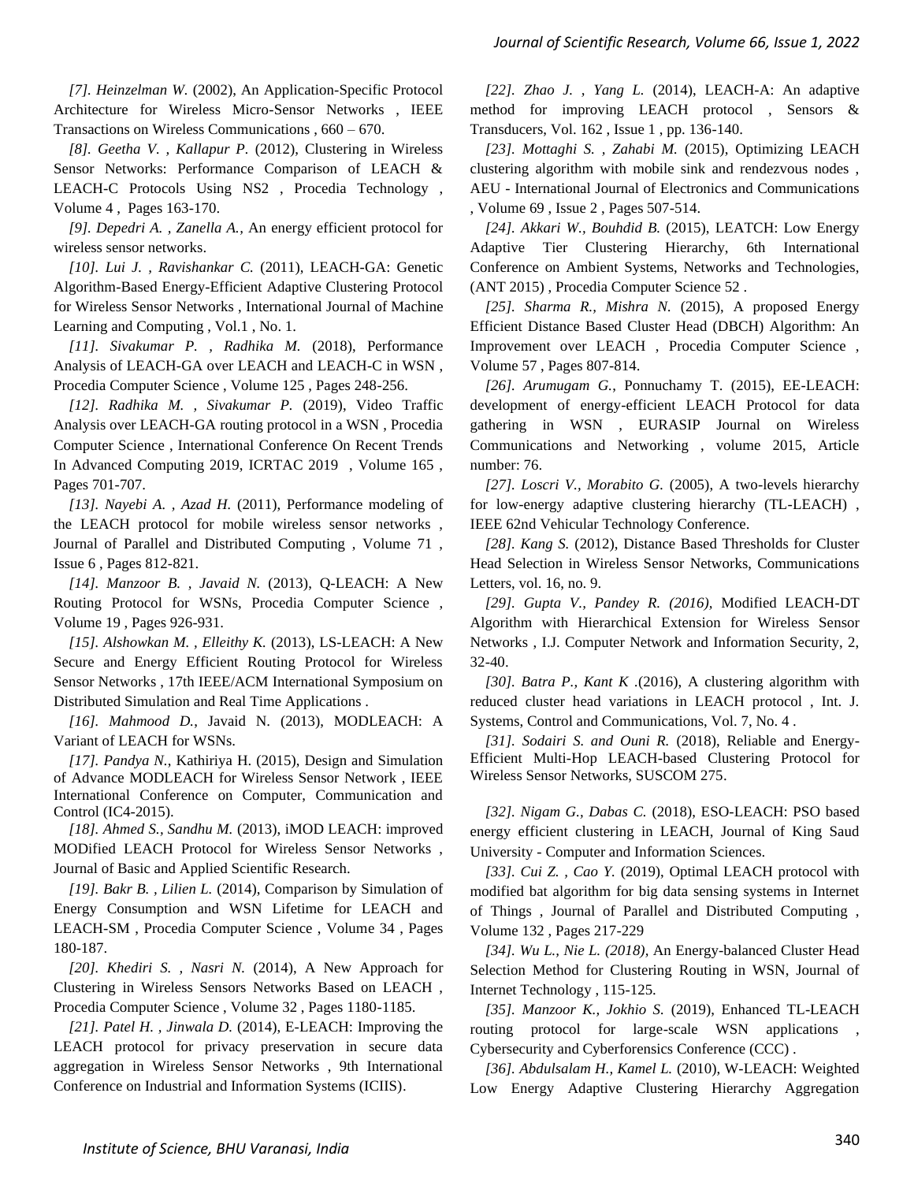*[7]. Heinzelman W.* (2002), An Application-Specific Protocol Architecture for Wireless Micro-Sensor Networks , IEEE Transactions on Wireless Communications , 660 – 670.

*[8]. Geetha V. , Kallapur P.* (2012), Clustering in Wireless Sensor Networks: Performance Comparison of LEACH & LEACH-C Protocols Using NS2 , Procedia Technology , Volume 4 , Pages 163-170.

*[9]. Depedri A. , Zanella A.*, An energy efficient protocol for wireless sensor networks.

*[10]. Lui J. , Ravishankar C.* (2011), LEACH-GA: Genetic Algorithm-Based Energy-Efficient Adaptive Clustering Protocol for Wireless Sensor Networks , International Journal of Machine Learning and Computing , Vol.1 , No. 1.

*[11]. Sivakumar P. , Radhika M.* (2018), Performance Analysis of LEACH-GA over LEACH and LEACH-C in WSN , Procedia Computer Science , Volume 125 , Pages 248-256.

*[12]. Radhika M. , Sivakumar P.* (2019), Video Traffic Analysis over LEACH-GA routing protocol in a WSN , Procedia Computer Science , International Conference On Recent Trends In Advanced Computing 2019, ICRTAC 2019 , Volume 165 , Pages 701-707.

*[13]. Nayebi A. , Azad H.* (2011), Performance modeling of the LEACH protocol for mobile wireless sensor networks , Journal of Parallel and Distributed Computing , Volume 71 , Issue 6 , Pages 812-821.

*[14]. Manzoor B. , Javaid N.* (2013), Q-LEACH: A New Routing Protocol for WSNs, Procedia Computer Science , Volume 19 , Pages 926-931.

*[15]. Alshowkan M. , Elleithy K.* (2013), LS-LEACH: A New Secure and Energy Efficient Routing Protocol for Wireless Sensor Networks , 17th IEEE/ACM International Symposium on Distributed Simulation and Real Time Applications .

*[16]. Mahmood D.*, Javaid N. (2013), MODLEACH: A Variant of LEACH for WSNs.

*[17]. Pandya N.*, Kathiriya H. (2015), Design and Simulation of Advance MODLEACH for Wireless Sensor Network , IEEE International Conference on Computer, Communication and Control (IC4-2015).

*[18]. Ahmed S., Sandhu M.* (2013), iMOD LEACH: improved MODified LEACH Protocol for Wireless Sensor Networks , Journal of Basic and Applied Scientific Research.

*[19]. Bakr B. , Lilien L.* (2014), Comparison by Simulation of Energy Consumption and WSN Lifetime for LEACH and LEACH-SM , Procedia Computer Science , Volume 34 , Pages 180-187.

*[20]. Khediri S. , Nasri N.* (2014), A New Approach for Clustering in Wireless Sensors Networks Based on LEACH , Procedia Computer Science , Volume 32 , Pages 1180-1185.

*[21]. Patel H. , Jinwala D.* (2014), E-LEACH: Improving the LEACH protocol for privacy preservation in secure data aggregation in Wireless Sensor Networks , 9th International Conference on Industrial and Information Systems (ICIIS).

*[22]. Zhao J. , Yang L.* (2014), LEACH-A: An adaptive method for improving LEACH protocol , Sensors & Transducers, Vol. 162 , Issue 1 , pp. 136-140.

*[23]. Mottaghi S. , Zahabi M.* (2015), Optimizing LEACH clustering algorithm with mobile sink and rendezvous nodes , AEU - International Journal of Electronics and Communications , Volume 69 , Issue 2 , Pages 507-514.

*[24]. Akkari W., Bouhdid B.* (2015), LEATCH: Low Energy Adaptive Tier Clustering Hierarchy, 6th International Conference on Ambient Systems, Networks and Technologies, (ANT 2015) , Procedia Computer Science 52 .

*[25]. Sharma R., Mishra N.* (2015), A proposed Energy Efficient Distance Based Cluster Head (DBCH) Algorithm: An Improvement over LEACH , Procedia Computer Science , Volume 57 , Pages 807-814.

*[26]. Arumugam G.*, Ponnuchamy T. (2015), EE-LEACH: development of energy-efficient LEACH Protocol for data gathering in WSN , EURASIP Journal on Wireless Communications and Networking , volume 2015, Article number: 76.

*[27]. Loscri V., Morabito G.* (2005), A two-levels hierarchy for low-energy adaptive clustering hierarchy (TL-LEACH) , IEEE 62nd Vehicular Technology Conference.

*[28]. Kang S.* (2012), Distance Based Thresholds for Cluster Head Selection in Wireless Sensor Networks, Communications Letters, vol. 16, no. 9.

*[29]. Gupta V., Pandey R. (2016),* Modified LEACH-DT Algorithm with Hierarchical Extension for Wireless Sensor Networks , I.J. Computer Network and Information Security, 2, 32-40.

*[30]. Batra P., Kant K* .(2016), A clustering algorithm with reduced cluster head variations in LEACH protocol , Int. J. Systems, Control and Communications, Vol. 7, No. 4 .

*[31]. Sodairi S. and Ouni R.* (2018), Reliable and Energy-Efficient Multi-Hop LEACH-based Clustering Protocol for Wireless Sensor Networks, SUSCOM 275.

*[32]. Nigam G., Dabas C.* (2018), ESO-LEACH: PSO based energy efficient clustering in LEACH, Journal of King Saud University - Computer and Information Sciences.

*[33]. Cui Z. , Cao Y.* (2019), Optimal LEACH protocol with modified bat algorithm for big data sensing systems in Internet of Things , Journal of Parallel and Distributed Computing , Volume 132 , Pages 217-229

*[34]. Wu L., Nie L. (2018),* An Energy-balanced Cluster Head Selection Method for Clustering Routing in WSN, Journal of Internet Technology , 115-125.

*[35]. Manzoor K., Jokhio S.* (2019), Enhanced TL-LEACH routing protocol for large-scale WSN applications , Cybersecurity and Cyberforensics Conference (CCC) .

*[36]. Abdulsalam H., Kamel L.* (2010), W-LEACH: Weighted Low Energy Adaptive Clustering Hierarchy Aggregation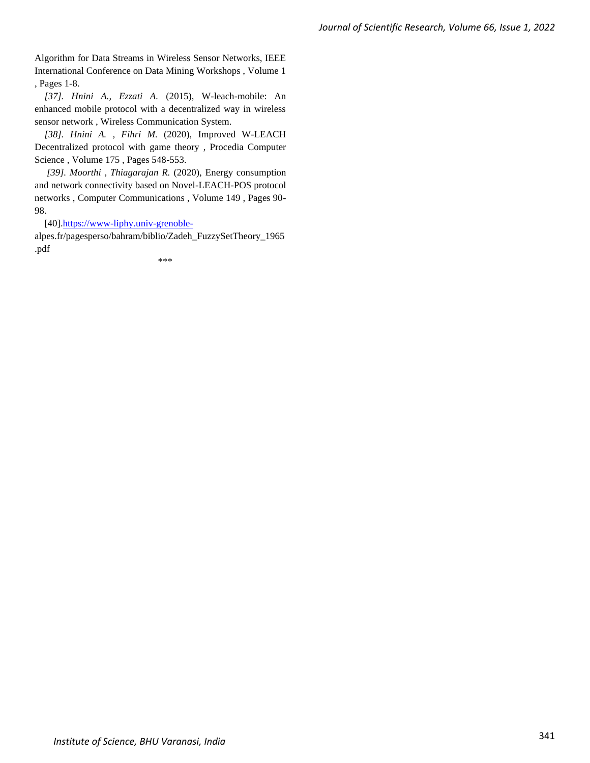Algorithm for Data Streams in Wireless Sensor Networks, IEEE International Conference on Data Mining Workshops , Volume 1 , Pages 1-8.

*[37]. Hnini A., Ezzati A.* (2015), W-leach-mobile: An enhanced mobile protocol with a decentralized way in wireless sensor network , Wireless Communication System.

*[38]. Hnini A. , Fihri M.* (2020), Improved W-LEACH Decentralized protocol with game theory , Procedia Computer Science , Volume 175 , Pages 548-553.

*[39]. Moorthi , Thiagarajan R.* (2020), Energy consumption and network connectivity based on Novel-LEACH-POS protocol networks , Computer Communications , Volume 149 , Pages 90-98.

[40].https://www-liphy.univ-grenoble-alpes.fr/pagesperso/bahram/biblio/Zadeh_FuzzySetTheory_1965.pdf

***